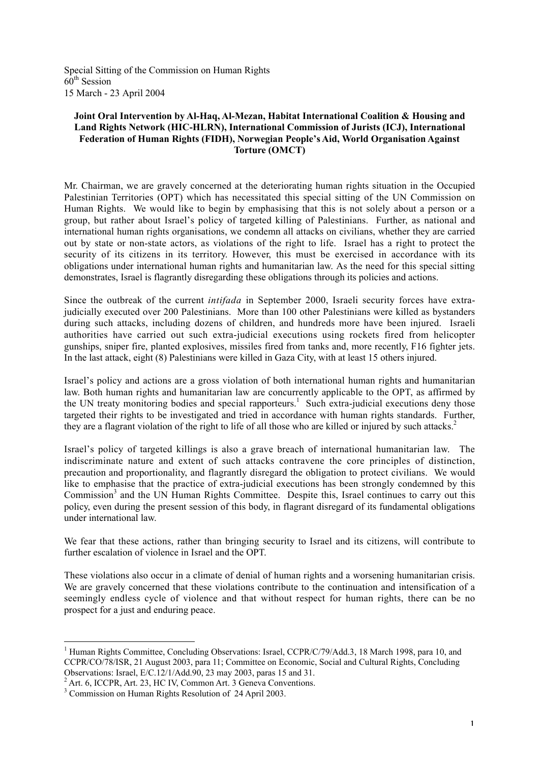Special Sitting of the Commission on Human Rights
60th Session
15 March - 23 April 2004

**Joint Oral Intervention by Al-Haq, Al-Mezan, Habitat International Coalition & Housing and Land Rights Network (HIC-HLRN), International Commission of Jurists (ICJ), International Federation of Human Rights (FIDH), Norwegian People's Aid, World Organisation Against Torture (OMCT)**

Mr. Chairman, we are gravely concerned at the deteriorating human rights situation in the Occupied Palestinian Territories (OPT) which has necessitated this special sitting of the UN Commission on Human Rights. We would like to begin by emphasising that this is not solely about a person or a group, but rather about Israel's policy of targeted killing of Palestinians. Further, as national and international human rights organisations, we condemn all attacks on civilians, whether they are carried out by state or non-state actors, as violations of the right to life. Israel has a right to protect the security of its citizens in its territory. However, this must be exercised in accordance with its obligations under international human rights and humanitarian law. As the need for this special sitting demonstrates, Israel is flagrantly disregarding these obligations through its policies and actions.

Since the outbreak of the current *intifada* in September 2000, Israeli security forces have extra-judicially executed over 200 Palestinians. More than 100 other Palestinians were killed as bystanders during such attacks, including dozens of children, and hundreds more have been injured. Israeli authorities have carried out such extra-judicial executions using rockets fired from helicopter gunships, sniper fire, planted explosives, missiles fired from tanks and, more recently, F16 fighter jets. In the last attack, eight (8) Palestinians were killed in Gaza City, with at least 15 others injured.

Israel's policy and actions are a gross violation of both international human rights and humanitarian law. Both human rights and humanitarian law are concurrently applicable to the OPT, as affirmed by the UN treaty monitoring bodies and special rapporteurs.[1] Such extra-judicial executions deny those targeted their rights to be investigated and tried in accordance with human rights standards. Further, they are a flagrant violation of the right to life of all those who are killed or injured by such attacks.[2]

Israel's policy of targeted killings is also a grave breach of international humanitarian law. The indiscriminate nature and extent of such attacks contravene the core principles of distinction, precaution and proportionality, and flagrantly disregard the obligation to protect civilians. We would like to emphasise that the practice of extra-judicial executions has been strongly condemned by this Commission[3] and the UN Human Rights Committee. Despite this, Israel continues to carry out this policy, even during the present session of this body, in flagrant disregard of its fundamental obligations under international law.

We fear that these actions, rather than bringing security to Israel and its citizens, will contribute to further escalation of violence in Israel and the OPT.

These violations also occur in a climate of denial of human rights and a worsening humanitarian crisis. We are gravely concerned that these violations contribute to the continuation and intensification of a seemingly endless cycle of violence and that without respect for human rights, there can be no prospect for a just and enduring peace.

---

[1] Human Rights Committee, Concluding Observations: Israel, CCPR/C/79/Add.3, 18 March 1998, para 10, and CCPR/CO/78/ISR, 21 August 2003, para 11; Committee on Economic, Social and Cultural Rights, Concluding Observations: Israel, E/C.12/1/Add.90, 23 may 2003, paras 15 and 31.

[2] Art. 6, ICCPR, Art. 23, HC IV, Common Art. 3 Geneva Conventions.

[3] Commission on Human Rights Resolution of 24 April 2003.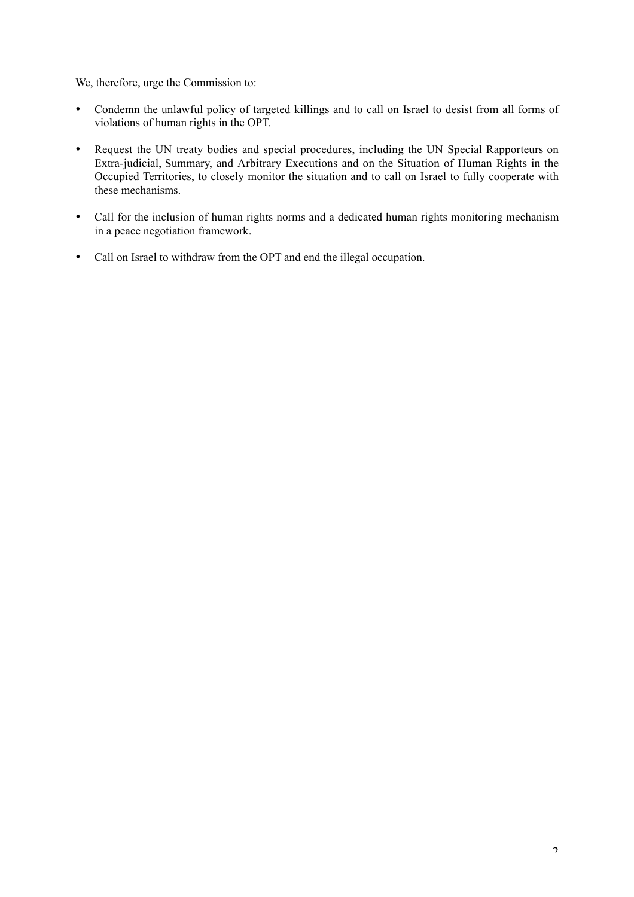We, therefore, urge the Commission to:

- Condemn the unlawful policy of targeted killings and to call on Israel to desist from all forms of violations of human rights in the OPT.
- Request the UN treaty bodies and special procedures, including the UN Special Rapporteurs on Extra-judicial, Summary, and Arbitrary Executions and on the Situation of Human Rights in the Occupied Territories, to closely monitor the situation and to call on Israel to fully cooperate with these mechanisms.
- Call for the inclusion of human rights norms and a dedicated human rights monitoring mechanism in a peace negotiation framework.
- Call on Israel to withdraw from the OPT and end the illegal occupation.